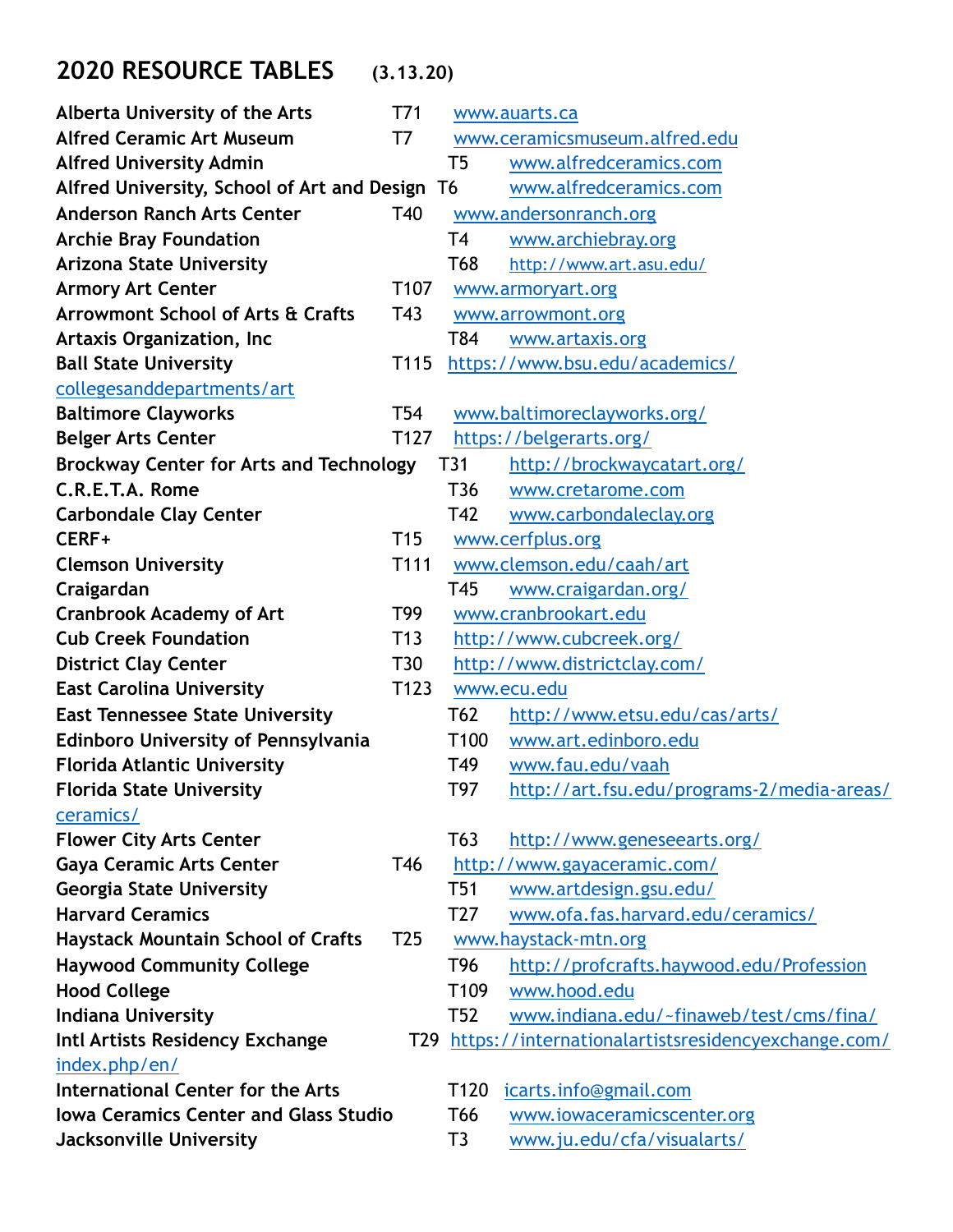# 2020 RESOURCE TABLES (3.13.20)

| Organization | Table | Website |
|---|---|---|
| **Alberta University of the Arts** | T71 | www.auarts.ca |
| **Alfred Ceramic Art Museum** | T7 | www.ceramicsmuseum.alfred.edu |
| **Alfred University Admin** | T5 | www.alfredceramics.com |
| **Alfred University, School of Art and Design** | T6 | www.alfredceramics.com |
| **Anderson Ranch Arts Center** | T40 | www.andersonranch.org |
| **Archie Bray Foundation** | T4 | www.archiebray.org |
| **Arizona State University** | T68 | http://www.art.asu.edu/ |
| **Armory Art Center** | T107 | www.armoryart.org |
| **Arrowmont School of Arts & Crafts** | T43 | www.arrowmont.org |
| **Artaxis Organization, Inc** | T84 | www.artaxis.org |
| **Ball State University** | T115 | https://www.bsu.edu/academics/collegesanddepartments/art |
| **Baltimore Clayworks** | T54 | www.baltimoreclayworks.org/ |
| **Belger Arts Center** | T127 | https://belgerarts.org/ |
| **Brockway Center for Arts and Technology** | T31 | http://brockwaycatart.org/ |
| **C.R.E.T.A. Rome** | T36 | www.cretarome.com |
| **Carbondale Clay Center** | T42 | www.carbondaleclay.org |
| **CERF+** | T15 | www.cerfplus.org |
| **Clemson University** | T111 | www.clemson.edu/caah/art |
| **Craigardan** | T45 | www.craigardan.org/ |
| **Cranbrook Academy of Art** | T99 | www.cranbrookart.edu |
| **Cub Creek Foundation** | T13 | http://www.cubcreek.org/ |
| **District Clay Center** | T30 | http://www.districtclay.com/ |
| **East Carolina University** | T123 | www.ecu.edu |
| **East Tennessee State University** | T62 | http://www.etsu.edu/cas/arts/ |
| **Edinboro University of Pennsylvania** | T100 | www.art.edinboro.edu |
| **Florida Atlantic University** | T49 | www.fau.edu/vaah |
| **Florida State University** | T97 | http://art.fsu.edu/programs-2/media-areas/ceramics/ |
| **Flower City Arts Center** | T63 | http://www.geneseearts.org/ |
| **Gaya Ceramic Arts Center** | T46 | http://www.gayaceramic.com/ |
| **Georgia State University** | T51 | www.artdesign.gsu.edu/ |
| **Harvard Ceramics** | T27 | www.ofa.fas.harvard.edu/ceramics/ |
| **Haystack Mountain School of Crafts** | T25 | www.haystack-mtn.org |
| **Haywood Community College** | T96 | http://profcrafts.haywood.edu/Profession |
| **Hood College** | T109 | www.hood.edu |
| **Indiana University** | T52 | www.indiana.edu/~finaweb/test/cms/fina/ |
| **Intl Artists Residency Exchange** | T29 | https://internationalartistsresidencyexchange.com/index.php/en/ |
| **International Center for the Arts** | T120 | icarts.info@gmail.com |
| **Iowa Ceramics Center and Glass Studio** | T66 | www.iowaceramicscenter.org |
| **Jacksonville University** | T3 | www.ju.edu/cfa/visualarts/ |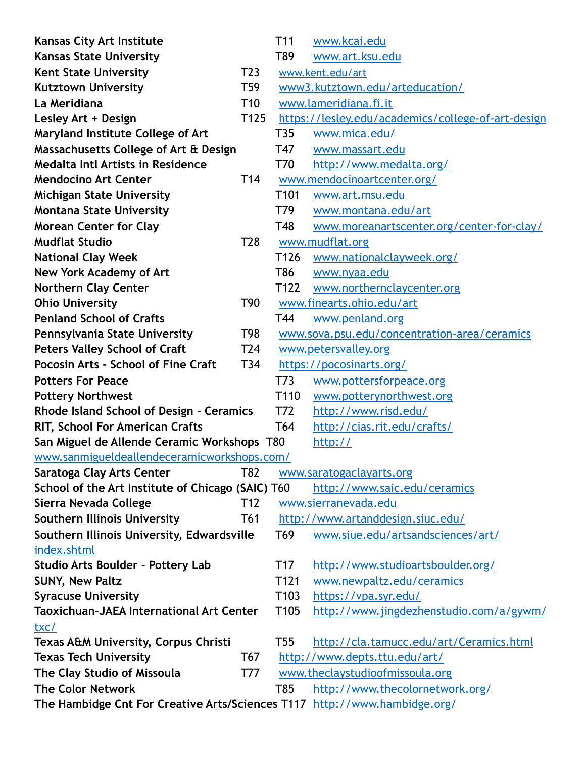| | | |
|---|---|---|
| **Kansas City Art Institute** | T11 | www.kcai.edu |
| **Kansas State University** | T89 | www.art.ksu.edu |
| **Kent State University** | T23 | www.kent.edu/art |
| **Kutztown University** | T59 | www3.kutztown.edu/arteducation/ |
| **La Meridiana** | T10 | www.lameridiana.fi.it |
| **Lesley Art + Design** | T125 | https://lesley.edu/academics/college-of-art-design |
| **Maryland Institute College of Art** | T35 | www.mica.edu/ |
| **Massachusetts College of Art & Design** | T47 | www.massart.edu |
| **Medalta Intl Artists in Residence** | T70 | http://www.medalta.org/ |
| **Mendocino Art Center** | T14 | www.mendocinoartcenter.org/ |
| **Michigan State University** | T101 | www.art.msu.edu |
| **Montana State University** | T79 | www.montana.edu/art |
| **Morean Center for Clay** | T48 | www.moreanartscenter.org/center-for-clay/ |
| **Mudflat Studio** | T28 | www.mudflat.org |
| **National Clay Week** | T126 | www.nationalclayweek.org/ |
| **New York Academy of Art** | T86 | www.nyaa.edu |
| **Northern Clay Center** | T122 | www.northernclaycenter.org |
| **Ohio University** | T90 | www.finearts.ohio.edu/art |
| **Penland School of Crafts** | T44 | www.penland.org |
| **Pennsylvania State University** | T98 | www.sova.psu.edu/concentration-area/ceramics |
| **Peters Valley School of Craft** | T24 | www.petersvalley.org |
| **Pocosin Arts - School of Fine Craft** | T34 | https://pocosinarts.org/ |
| **Potters For Peace** | T73 | www.pottersforpeace.org |
| **Pottery Northwest** | T110 | www.potterynorthwest.org |
| **Rhode Island School of Design - Ceramics** | T72 | http://www.risd.edu/ |
| **RIT, School For American Crafts** | T64 | http://cias.rit.edu/crafts/ |
| **San Miguel de Allende Ceramic Workshops** | T80 | http://www.sanmigueldeallendeceramicworkshops.com/ |
| **Saratoga Clay Arts Center** | T82 | www.saratogaclayarts.org |
| **School of the Art Institute of Chicago (SAIC)** | T60 | http://www.saic.edu/ceramics |
| **Sierra Nevada College** | T12 | www.sierranevada.edu |
| **Southern Illinois University** | T61 | http://www.artanddesign.siuc.edu/ |
| **Southern Illinois University, Edwardsville** | T69 | www.siue.edu/artsandsciences/art/index.shtml |
| **Studio Arts Boulder - Pottery Lab** | T17 | http://www.studioartsboulder.org/ |
| **SUNY, New Paltz** | T121 | www.newpaltz.edu/ceramics |
| **Syracuse University** | T103 | https://vpa.syr.edu/ |
| **Taoxichuan-JAEA International Art Center** | T105 | http://www.jingdezhenstudio.com/a/gywm/txc/ |
| **Texas A&M University, Corpus Christi** | T55 | http://cla.tamucc.edu/art/Ceramics.html |
| **Texas Tech University** | T67 | http://www.depts.ttu.edu/art/ |
| **The Clay Studio of Missoula** | T77 | www.theclaystudioofmissoula.org |
| **The Color Network** | T85 | http://www.thecolornetwork.org/ |
| **The Hambidge Cnt For Creative Arts/Sciences** | T117 | http://www.hambidge.org/ |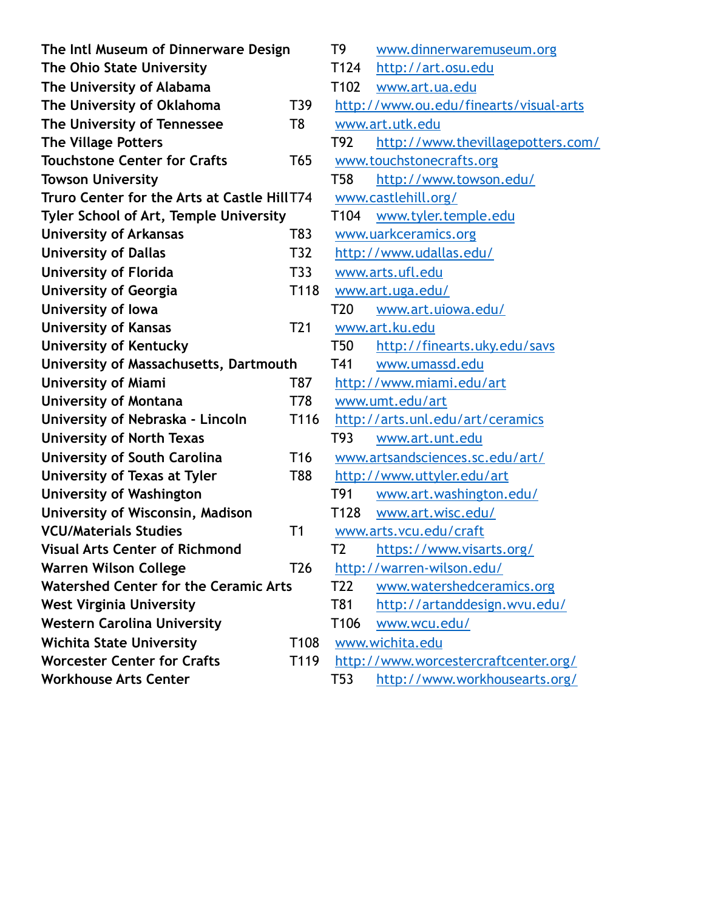| | | |
|---|---|---|
| **The Intl Museum of Dinnerware Design** | T9 | www.dinnerwaremuseum.org |
| **The Ohio State University** | T124 | http://art.osu.edu |
| **The University of Alabama** | T102 | www.art.ua.edu |
| **The University of Oklahoma** | T39 | http://www.ou.edu/finearts/visual-arts |
| **The University of Tennessee** | T8 | www.art.utk.edu |
| **The Village Potters** | T92 | http://www.thevillagepotters.com/ |
| **Touchstone Center for Crafts** | T65 | www.touchstonecrafts.org |
| **Towson University** | T58 | http://www.towson.edu/ |
| **Truro Center for the Arts at Castle Hill** | T74 | www.castlehill.org/ |
| **Tyler School of Art, Temple University** | T104 | www.tyler.temple.edu |
| **University of Arkansas** | T83 | www.uarkceramics.org |
| **University of Dallas** | T32 | http://www.udallas.edu/ |
| **University of Florida** | T33 | www.arts.ufl.edu |
| **University of Georgia** | T118 | www.art.uga.edu/ |
| **University of Iowa** | T20 | www.art.uiowa.edu/ |
| **University of Kansas** | T21 | www.art.ku.edu |
| **University of Kentucky** | T50 | http://finearts.uky.edu/savs |
| **University of Massachusetts, Dartmouth** | T41 | www.umassd.edu |
| **University of Miami** | T87 | http://www.miami.edu/art |
| **University of Montana** | T78 | www.umt.edu/art |
| **University of Nebraska - Lincoln** | T116 | http://arts.unl.edu/art/ceramics |
| **University of North Texas** | T93 | www.art.unt.edu |
| **University of South Carolina** | T16 | www.artsandsciences.sc.edu/art/ |
| **University of Texas at Tyler** | T88 | http://www.uttyler.edu/art |
| **University of Washington** | T91 | www.art.washington.edu/ |
| **University of Wisconsin, Madison** | T128 | www.art.wisc.edu/ |
| **VCU/Materials Studies** | T1 | www.arts.vcu.edu/craft |
| **Visual Arts Center of Richmond** | T2 | https://www.visarts.org/ |
| **Warren Wilson College** | T26 | http://warren-wilson.edu/ |
| **Watershed Center for the Ceramic Arts** | T22 | www.watershedceramics.org |
| **West Virginia University** | T81 | http://artanddesign.wvu.edu/ |
| **Western Carolina University** | T106 | www.wcu.edu/ |
| **Wichita State University** | T108 | www.wichita.edu |
| **Worcester Center for Crafts** | T119 | http://www.worcestercraftcenter.org/ |
| **Workhouse Arts Center** | T53 | http://www.workhousearts.org/ |